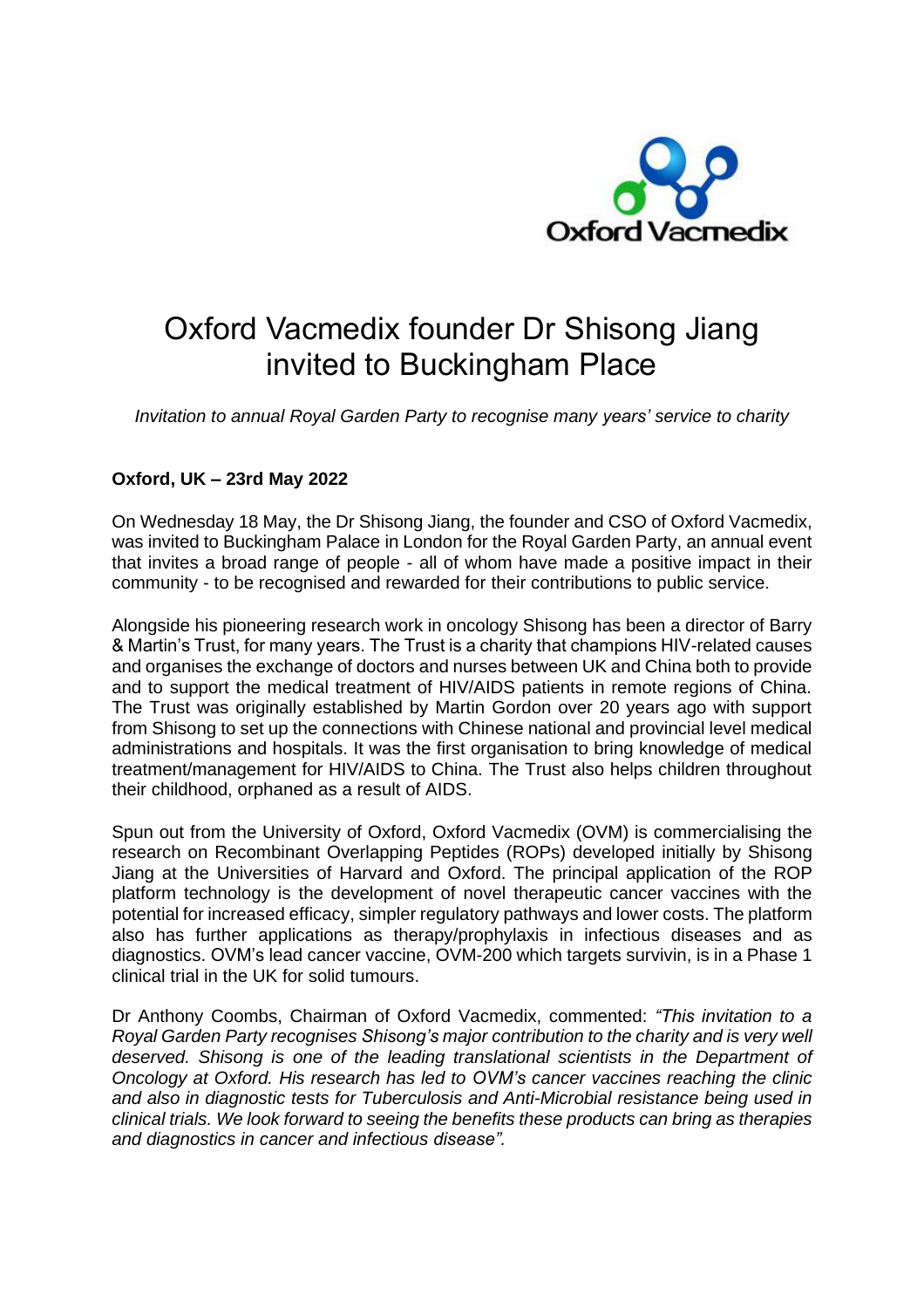# Oxford Vacmedix founder Dr Shisong Jiang invited to Buckingham Place

*Invitation to annual Royal Garden Party to recognise many years' service to charity*

**Oxford, UK – 23rd May 2022**

On Wednesday 18 May, the Dr Shisong Jiang, the founder and CSO of Oxford Vacmedix, was invited to Buckingham Palace in London for the Royal Garden Party, an annual event that invites a broad range of people - all of whom have made a positive impact in their community - to be recognised and rewarded for their contributions to public service.

Alongside his pioneering research work in oncology Shisong has been a director of Barry & Martin's Trust, for many years. The Trust is a charity that champions HIV-related causes and organises the exchange of doctors and nurses between UK and China both to provide and to support the medical treatment of HIV/AIDS patients in remote regions of China. The Trust was originally established by Martin Gordon over 20 years ago with support from Shisong to set up the connections with Chinese national and provincial level medical administrations and hospitals. It was the first organisation to bring knowledge of medical treatment/management for HIV/AIDS to China. The Trust also helps children throughout their childhood, orphaned as a result of AIDS.

Spun out from the University of Oxford, Oxford Vacmedix (OVM) is commercialising the research on Recombinant Overlapping Peptides (ROPs) developed initially by Shisong Jiang at the Universities of Harvard and Oxford. The principal application of the ROP platform technology is the development of novel therapeutic cancer vaccines with the potential for increased efficacy, simpler regulatory pathways and lower costs. The platform also has further applications as therapy/prophylaxis in infectious diseases and as diagnostics. OVM's lead cancer vaccine, OVM-200 which targets survivin, is in a Phase 1 clinical trial in the UK for solid tumours.

Dr Anthony Coombs, Chairman of Oxford Vacmedix, commented: *"This invitation to a Royal Garden Party recognises Shisong's major contribution to the charity and is very well deserved. Shisong is one of the leading translational scientists in the Department of Oncology at Oxford. His research has led to OVM's cancer vaccines reaching the clinic and also in diagnostic tests for Tuberculosis and Anti-Microbial resistance being used in clinical trials. We look forward to seeing the benefits these products can bring as therapies and diagnostics in cancer and infectious disease".*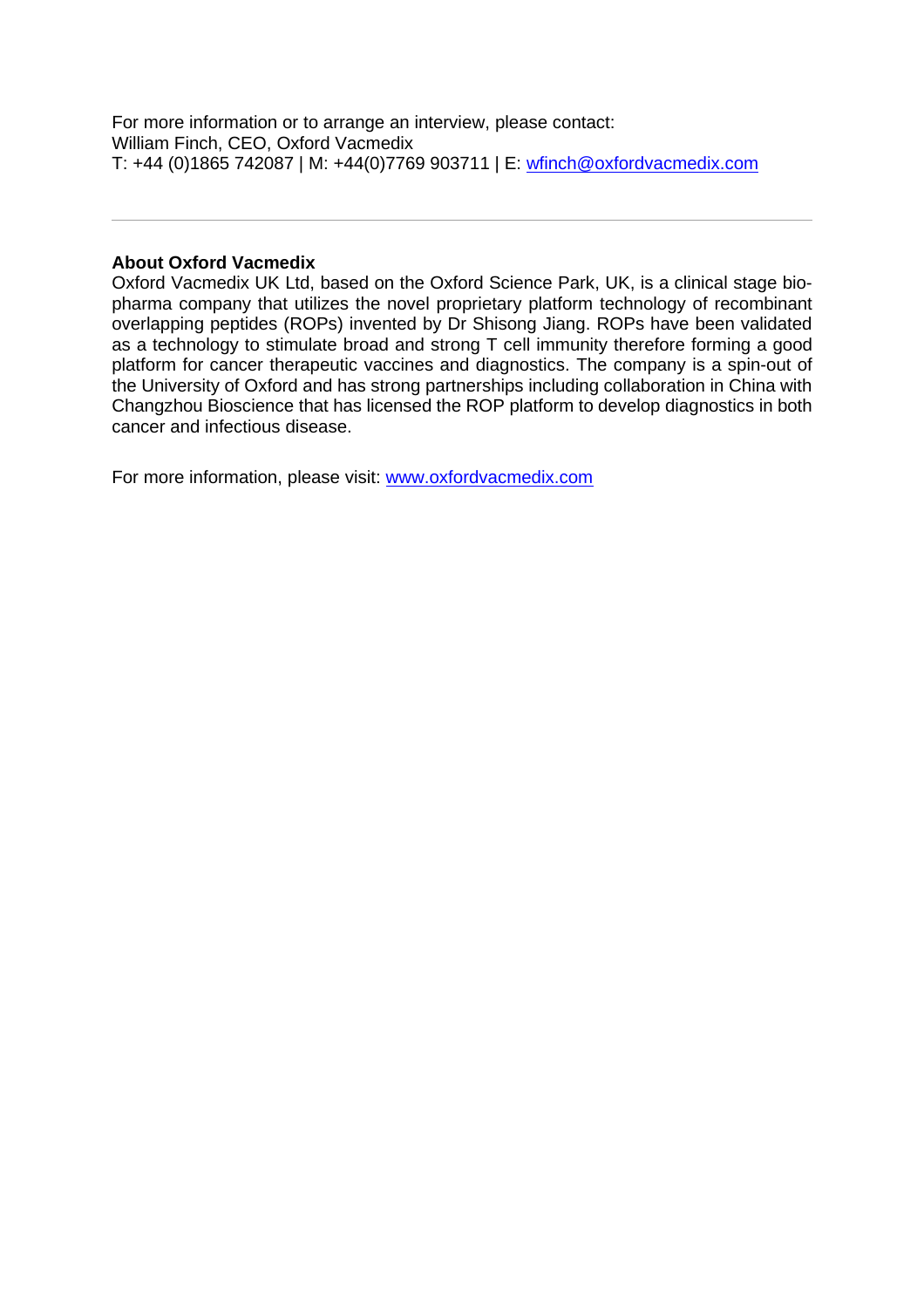For more information or to arrange an interview, please contact:
William Finch, CEO, Oxford Vacmedix
T: +44 (0)1865 742087 | M: +44(0)7769 903711 | E: wfinch@oxfordvacmedix.com

---

**About Oxford Vacmedix**

Oxford Vacmedix UK Ltd, based on the Oxford Science Park, UK, is a clinical stage bio-pharma company that utilizes the novel proprietary platform technology of recombinant overlapping peptides (ROPs) invented by Dr Shisong Jiang. ROPs have been validated as a technology to stimulate broad and strong T cell immunity therefore forming a good platform for cancer therapeutic vaccines and diagnostics. The company is a spin-out of the University of Oxford and has strong partnerships including collaboration in China with Changzhou Bioscience that has licensed the ROP platform to develop diagnostics in both cancer and infectious disease.

For more information, please visit: www.oxfordvacmedix.com